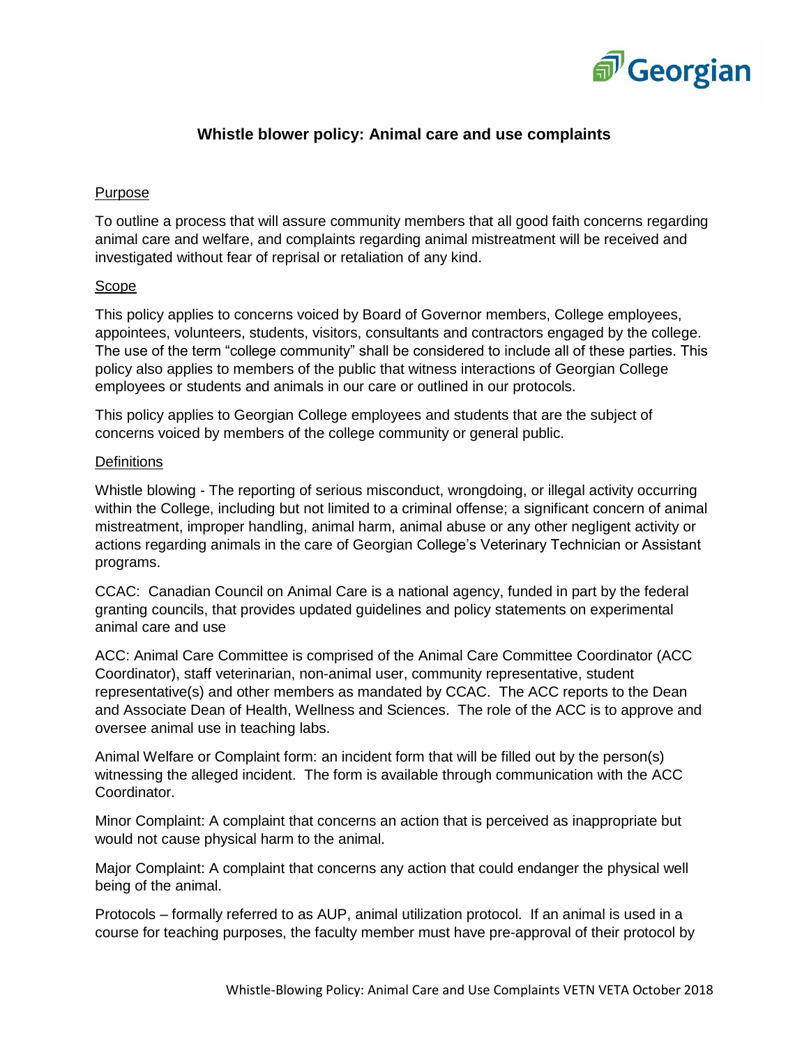# Whistle blower policy: Animal care and use complaints

## Purpose

To outline a process that will assure community members that all good faith concerns regarding animal care and welfare, and complaints regarding animal mistreatment will be received and investigated without fear of reprisal or retaliation of any kind.

## Scope

This policy applies to concerns voiced by Board of Governor members, College employees, appointees, volunteers, students, visitors, consultants and contractors engaged by the college. The use of the term "college community" shall be considered to include all of these parties. This policy also applies to members of the public that witness interactions of Georgian College employees or students and animals in our care or outlined in our protocols.

This policy applies to Georgian College employees and students that are the subject of concerns voiced by members of the college community or general public.

## Definitions

Whistle blowing - The reporting of serious misconduct, wrongdoing, or illegal activity occurring within the College, including but not limited to a criminal offense; a significant concern of animal mistreatment, improper handling, animal harm, animal abuse or any other negligent activity or actions regarding animals in the care of Georgian College's Veterinary Technician or Assistant programs.

CCAC: Canadian Council on Animal Care is a national agency, funded in part by the federal granting councils, that provides updated guidelines and policy statements on experimental animal care and use

ACC: Animal Care Committee is comprised of the Animal Care Committee Coordinator (ACC Coordinator), staff veterinarian, non-animal user, community representative, student representative(s) and other members as mandated by CCAC. The ACC reports to the Dean and Associate Dean of Health, Wellness and Sciences. The role of the ACC is to approve and oversee animal use in teaching labs.

Animal Welfare or Complaint form: an incident form that will be filled out by the person(s) witnessing the alleged incident. The form is available through communication with the ACC Coordinator.

Minor Complaint: A complaint that concerns an action that is perceived as inappropriate but would not cause physical harm to the animal.

Major Complaint: A complaint that concerns any action that could endanger the physical well being of the animal.

Protocols – formally referred to as AUP, animal utilization protocol. If an animal is used in a course for teaching purposes, the faculty member must have pre-approval of their protocol by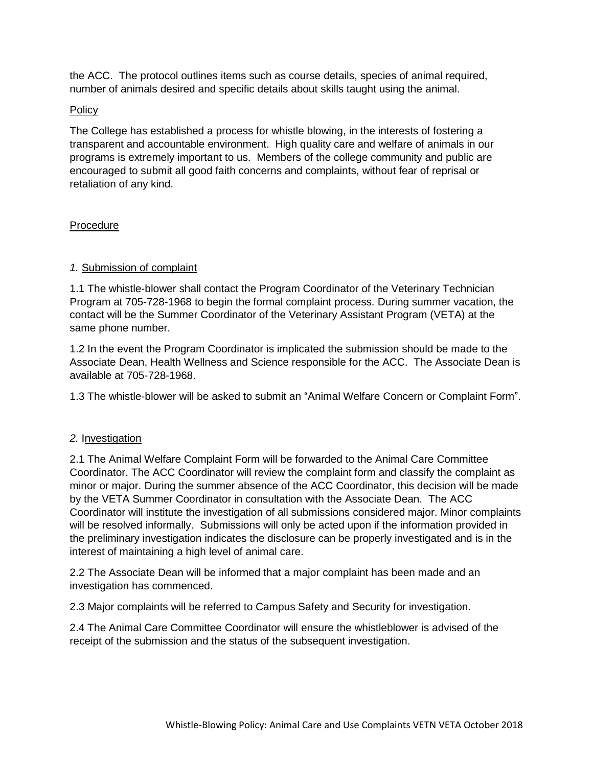the ACC. The protocol outlines items such as course details, species of animal required, number of animals desired and specific details about skills taught using the animal.

## Policy

The College has established a process for whistle blowing, in the interests of fostering a transparent and accountable environment. High quality care and welfare of animals in our programs is extremely important to us. Members of the college community and public are encouraged to submit all good faith concerns and complaints, without fear of reprisal or retaliation of any kind.

## Procedure

### *1.* Submission of complaint

1.1 The whistle-blower shall contact the Program Coordinator of the Veterinary Technician Program at 705-728-1968 to begin the formal complaint process. During summer vacation, the contact will be the Summer Coordinator of the Veterinary Assistant Program (VETA) at the same phone number.

1.2 In the event the Program Coordinator is implicated the submission should be made to the Associate Dean, Health Wellness and Science responsible for the ACC. The Associate Dean is available at 705-728-1968.

1.3 The whistle-blower will be asked to submit an “Animal Welfare Concern or Complaint Form”.

### *2.* Investigation

2.1 The Animal Welfare Complaint Form will be forwarded to the Animal Care Committee Coordinator. The ACC Coordinator will review the complaint form and classify the complaint as minor or major. During the summer absence of the ACC Coordinator, this decision will be made by the VETA Summer Coordinator in consultation with the Associate Dean. The ACC Coordinator will institute the investigation of all submissions considered major. Minor complaints will be resolved informally. Submissions will only be acted upon if the information provided in the preliminary investigation indicates the disclosure can be properly investigated and is in the interest of maintaining a high level of animal care.

2.2 The Associate Dean will be informed that a major complaint has been made and an investigation has commenced.

2.3 Major complaints will be referred to Campus Safety and Security for investigation.

2.4 The Animal Care Committee Coordinator will ensure the whistleblower is advised of the receipt of the submission and the status of the subsequent investigation.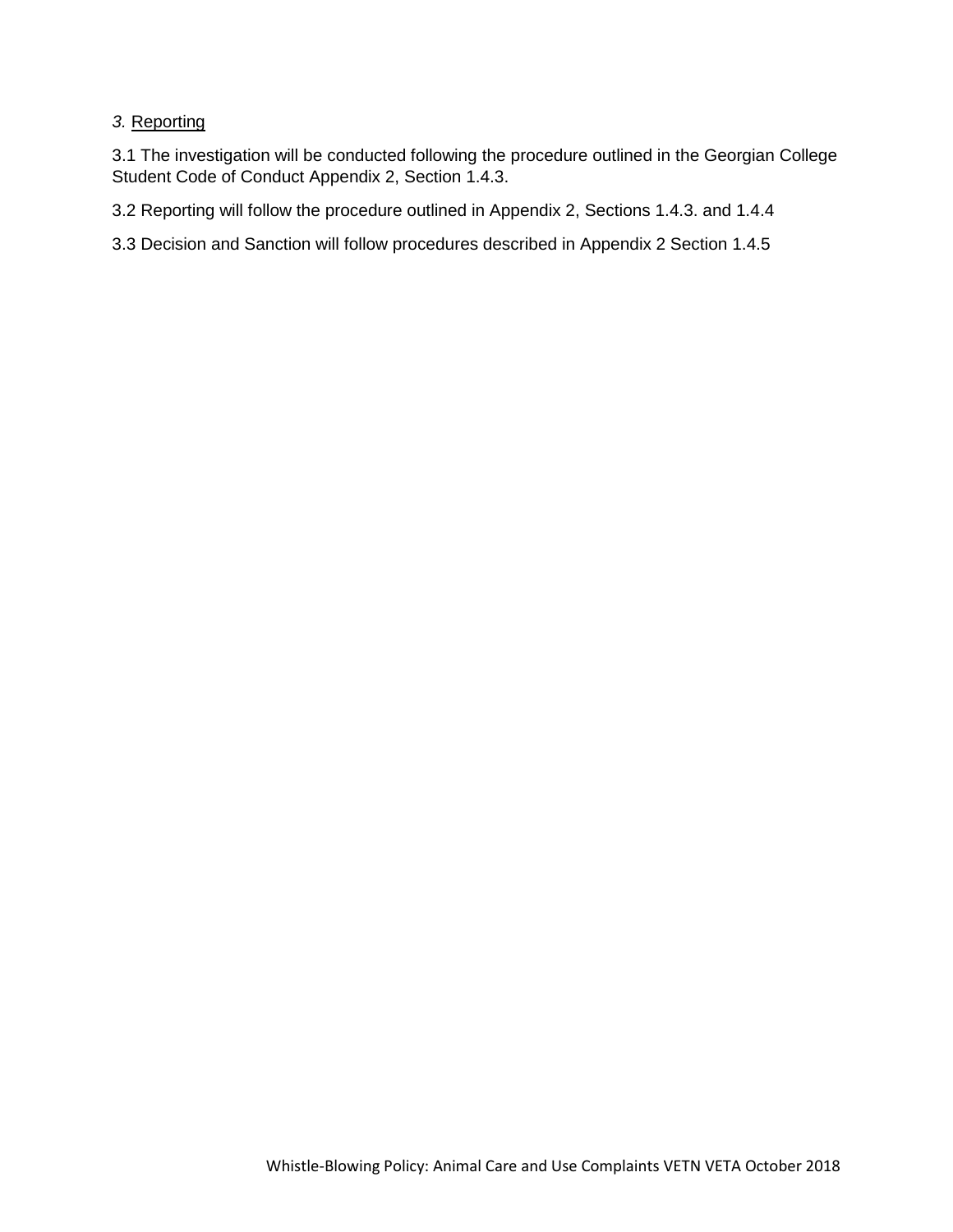*3.* Reporting

3.1 The investigation will be conducted following the procedure outlined in the Georgian College Student Code of Conduct Appendix 2, Section 1.4.3.

3.2 Reporting will follow the procedure outlined in Appendix 2, Sections 1.4.3. and 1.4.4

3.3 Decision and Sanction will follow procedures described in Appendix 2 Section 1.4.5